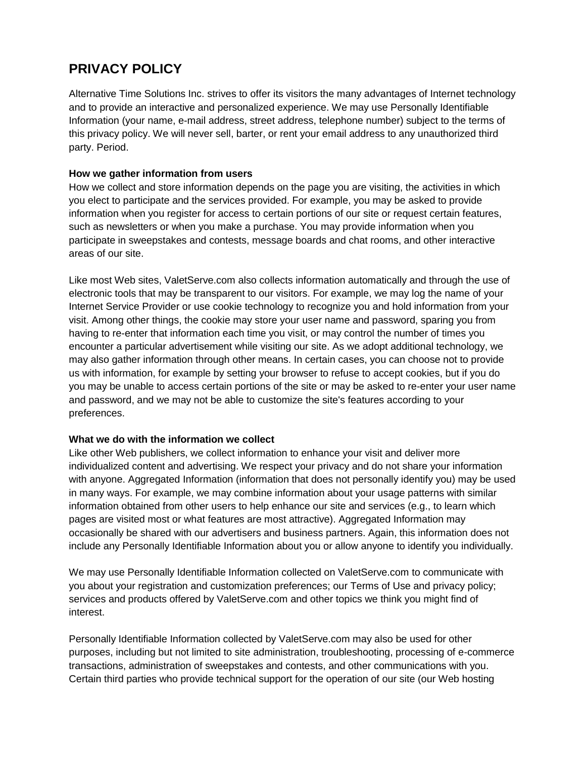# PRIVACY POLICY

Alternative Time Solutions Inc. strives to offer its visitors the many advantages of Internet technology and to provide an interactive and personalized experience. We may use Personally Identifiable Information (your name, e-mail address, street address, telephone number) subject to the terms of this privacy policy. We will never sell, barter, or rent your email address to any unauthorized third party. Period.

**How we gather information from users**
How we collect and store information depends on the page you are visiting, the activities in which you elect to participate and the services provided. For example, you may be asked to provide information when you register for access to certain portions of our site or request certain features, such as newsletters or when you make a purchase. You may provide information when you participate in sweepstakes and contests, message boards and chat rooms, and other interactive areas of our site.

Like most Web sites, ValetServe.com also collects information automatically and through the use of electronic tools that may be transparent to our visitors. For example, we may log the name of your Internet Service Provider or use cookie technology to recognize you and hold information from your visit. Among other things, the cookie may store your user name and password, sparing you from having to re-enter that information each time you visit, or may control the number of times you encounter a particular advertisement while visiting our site. As we adopt additional technology, we may also gather information through other means. In certain cases, you can choose not to provide us with information, for example by setting your browser to refuse to accept cookies, but if you do you may be unable to access certain portions of the site or may be asked to re-enter your user name and password, and we may not be able to customize the site's features according to your preferences.

**What we do with the information we collect**
Like other Web publishers, we collect information to enhance your visit and deliver more individualized content and advertising. We respect your privacy and do not share your information with anyone. Aggregated Information (information that does not personally identify you) may be used in many ways. For example, we may combine information about your usage patterns with similar information obtained from other users to help enhance our site and services (e.g., to learn which pages are visited most or what features are most attractive). Aggregated Information may occasionally be shared with our advertisers and business partners. Again, this information does not include any Personally Identifiable Information about you or allow anyone to identify you individually.

We may use Personally Identifiable Information collected on ValetServe.com to communicate with you about your registration and customization preferences; our Terms of Use and privacy policy; services and products offered by ValetServe.com and other topics we think you might find of interest.

Personally Identifiable Information collected by ValetServe.com may also be used for other purposes, including but not limited to site administration, troubleshooting, processing of e-commerce transactions, administration of sweepstakes and contests, and other communications with you. Certain third parties who provide technical support for the operation of our site (our Web hosting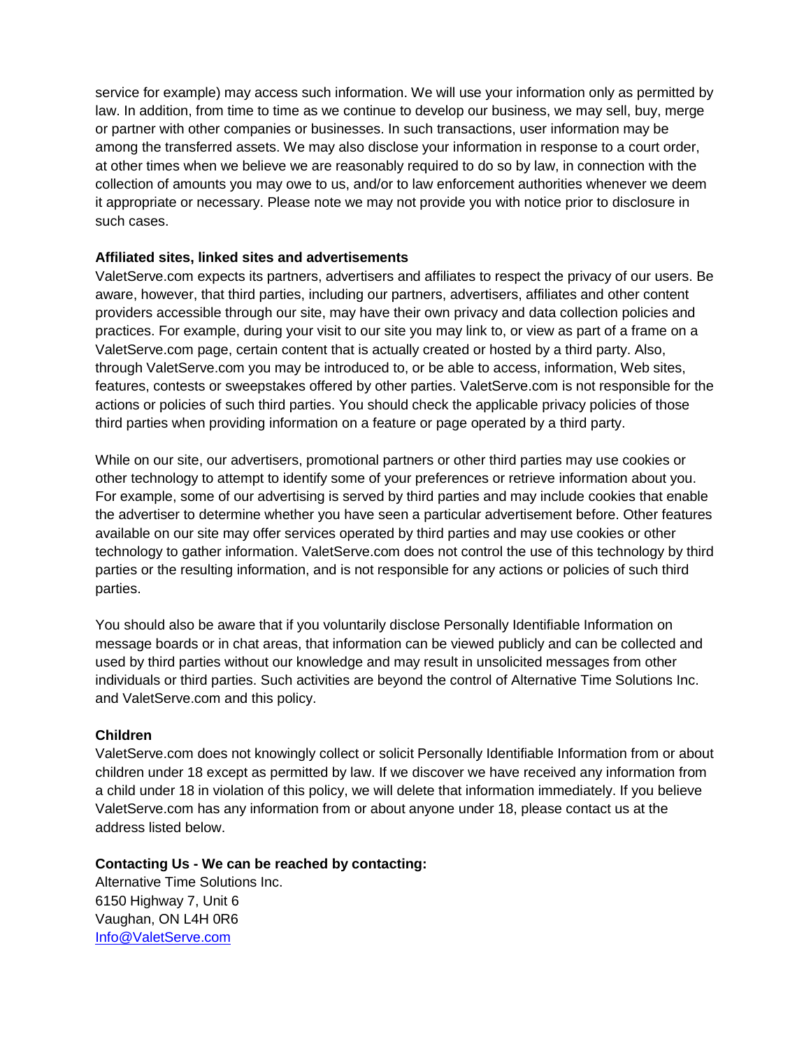service for example) may access such information. We will use your information only as permitted by law. In addition, from time to time as we continue to develop our business, we may sell, buy, merge or partner with other companies or businesses. In such transactions, user information may be among the transferred assets. We may also disclose your information in response to a court order, at other times when we believe we are reasonably required to do so by law, in connection with the collection of amounts you may owe to us, and/or to law enforcement authorities whenever we deem it appropriate or necessary. Please note we may not provide you with notice prior to disclosure in such cases.

**Affiliated sites, linked sites and advertisements**

ValetServe.com expects its partners, advertisers and affiliates to respect the privacy of our users. Be aware, however, that third parties, including our partners, advertisers, affiliates and other content providers accessible through our site, may have their own privacy and data collection policies and practices. For example, during your visit to our site you may link to, or view as part of a frame on a ValetServe.com page, certain content that is actually created or hosted by a third party. Also, through ValetServe.com you may be introduced to, or be able to access, information, Web sites, features, contests or sweepstakes offered by other parties. ValetServe.com is not responsible for the actions or policies of such third parties. You should check the applicable privacy policies of those third parties when providing information on a feature or page operated by a third party.

While on our site, our advertisers, promotional partners or other third parties may use cookies or other technology to attempt to identify some of your preferences or retrieve information about you. For example, some of our advertising is served by third parties and may include cookies that enable the advertiser to determine whether you have seen a particular advertisement before. Other features available on our site may offer services operated by third parties and may use cookies or other technology to gather information. ValetServe.com does not control the use of this technology by third parties or the resulting information, and is not responsible for any actions or policies of such third parties.

You should also be aware that if you voluntarily disclose Personally Identifiable Information on message boards or in chat areas, that information can be viewed publicly and can be collected and used by third parties without our knowledge and may result in unsolicited messages from other individuals or third parties. Such activities are beyond the control of Alternative Time Solutions Inc. and ValetServe.com and this policy.

**Children**

ValetServe.com does not knowingly collect or solicit Personally Identifiable Information from or about children under 18 except as permitted by law. If we discover we have received any information from a child under 18 in violation of this policy, we will delete that information immediately. If you believe ValetServe.com has any information from or about anyone under 18, please contact us at the address listed below.

**Contacting Us - We can be reached by contacting:**

Alternative Time Solutions Inc.
6150 Highway 7, Unit 6
Vaughan, ON L4H 0R6
Info@ValetServe.com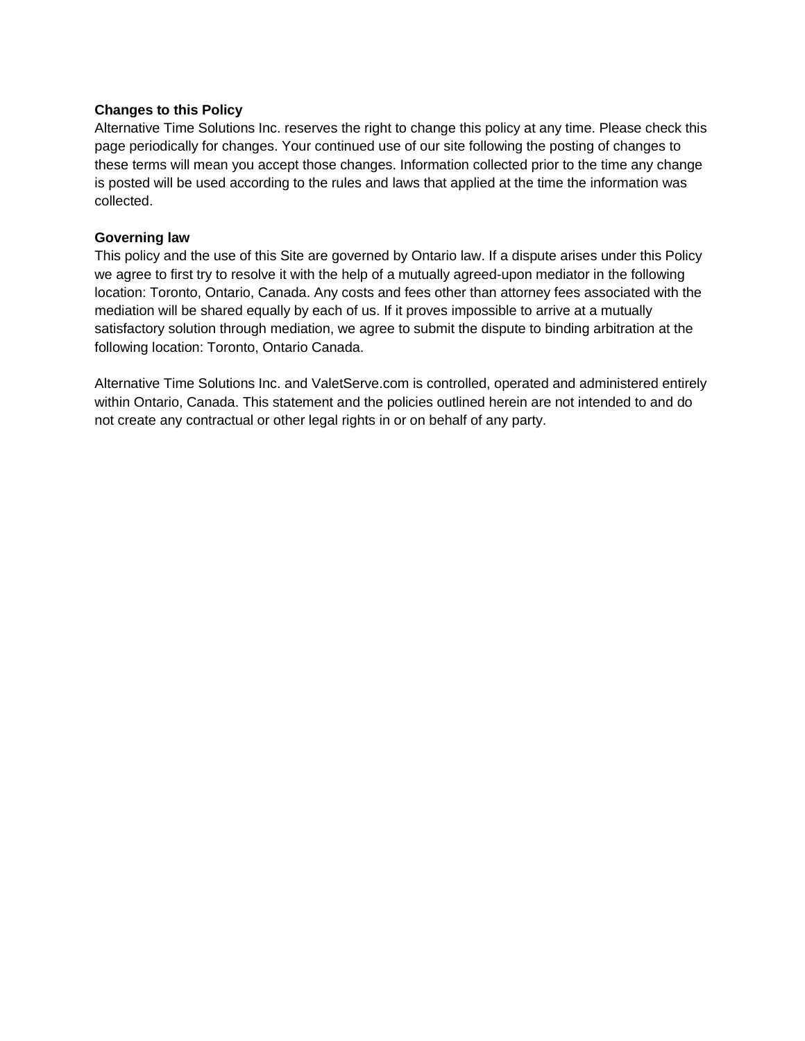**Changes to this Policy**

Alternative Time Solutions Inc. reserves the right to change this policy at any time. Please check this page periodically for changes. Your continued use of our site following the posting of changes to these terms will mean you accept those changes. Information collected prior to the time any change is posted will be used according to the rules and laws that applied at the time the information was collected.

**Governing law**

This policy and the use of this Site are governed by Ontario law. If a dispute arises under this Policy we agree to first try to resolve it with the help of a mutually agreed-upon mediator in the following location: Toronto, Ontario, Canada. Any costs and fees other than attorney fees associated with the mediation will be shared equally by each of us. If it proves impossible to arrive at a mutually satisfactory solution through mediation, we agree to submit the dispute to binding arbitration at the following location: Toronto, Ontario Canada.

Alternative Time Solutions Inc. and ValetServe.com is controlled, operated and administered entirely within Ontario, Canada. This statement and the policies outlined herein are not intended to and do not create any contractual or other legal rights in or on behalf of any party.